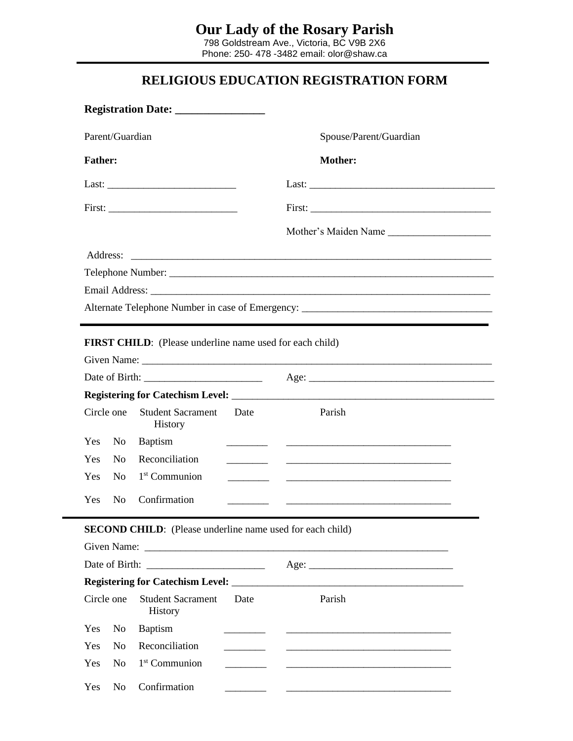# Our Lady of the Rosary Parish

798 Goldstream Ave., Victoria, BC V9B 2X6
Phone: 250- 478 -3482 email: olor@shaw.ca

## RELIGIOUS EDUCATION REGISTRATION FORM

**Registration Date: ________________**

| Parent/Guardian | Spouse/Parent/Guardian |
|---|---|
| **Father:** | **Mother:** |
| Last: _________________________ | Last: ____________________________________ |
| First: _________________________ | First: ___________________________________ |
| | Mother's Maiden Name ____________________ |

Address: ________________________________________________________________________

Telephone Number: _________________________________________________________________

Email Address: ____________________________________________________________________

Alternate Telephone Number in case of Emergency: ____________________________________

---

**FIRST CHILD**: (Please underline name used for each child)

Given Name: _______________________________________________________________________

Date of Birth: _______________________ Age: ____________________________________

**Registering for Catechism Level:** ___________________________________________________

| Circle one | | Student Sacrament History | Date | Parish |
|---|---|---|---|---|
| Yes | No | Baptism | ________ | ________________________________ |
| Yes | No | Reconciliation | ________ | ________________________________ |
| Yes | No | 1st Communion | ________ | ________________________________ |
| Yes | No | Confirmation | ________ | ________________________________ |

---

**SECOND CHILD**: (Please underline name used for each child)

Given Name: ____________________________________________________________

Date of Birth: _______________________ Age: ____________________________

**Registering for Catechism Level:** ____________________________________________

| Circle one | | Student Sacrament History | Date | Parish |
|---|---|---|---|---|
| Yes | No | Baptism | ________ | ________________________________ |
| Yes | No | Reconciliation | ________ | ________________________________ |
| Yes | No | 1st Communion | ________ | ________________________________ |
| Yes | No | Confirmation | ________ | ________________________________ |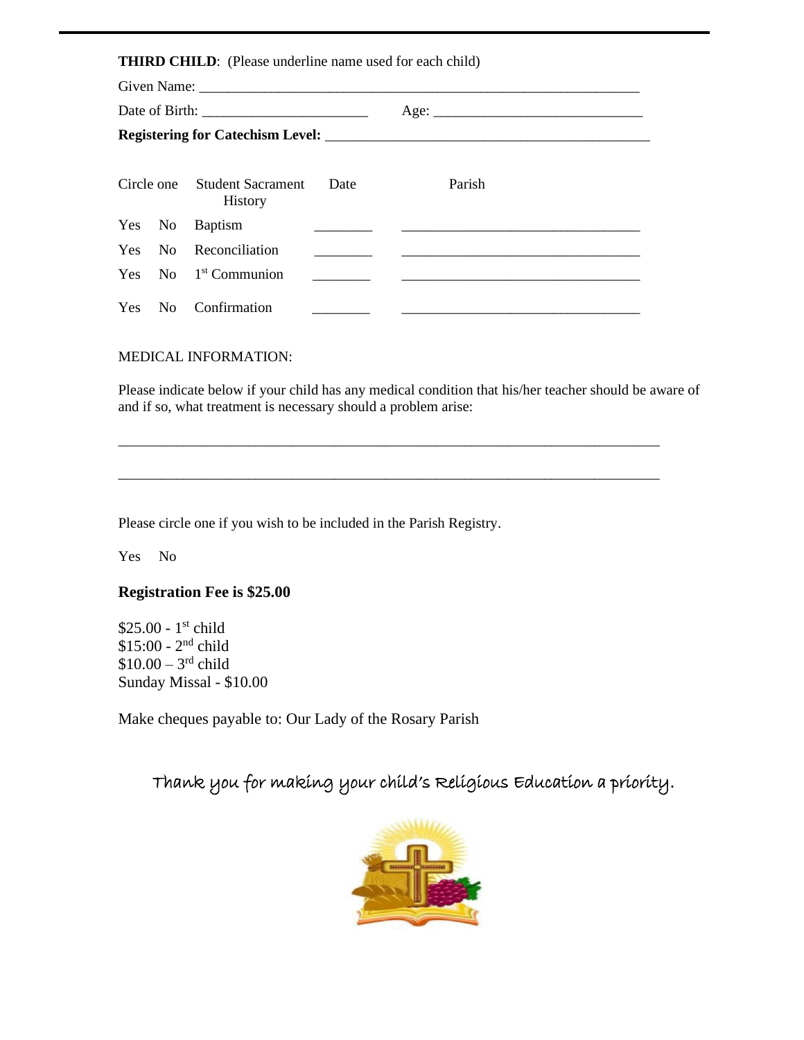**THIRD CHILD**: (Please underline name used for each child)

Given Name: ___________________________________________________________

Date of Birth: ______________________ Age: ____________________________

**Registering for Catechism Level:** ____________________________________________

| Circle one | | Student Sacrament History | Date | Parish |
|---|---|---|---|---|
| Yes | No | Baptism | ________ | _________________________________ |
| Yes | No | Reconciliation | ________ | _________________________________ |
| Yes | No | 1st Communion | ________ | _________________________________ |
| Yes | No | Confirmation | ________ | _________________________________ |

MEDICAL INFORMATION:

Please indicate below if your child has any medical condition that his/her teacher should be aware of and if so, what treatment is necessary should a problem arise:

___________________________________________________________________________

___________________________________________________________________________

Please circle one if you wish to be included in the Parish Registry.

Yes No

**Registration Fee is $25.00**

$25.00 - 1st child
$15:00 - 2nd child
$10.00 – 3rd child
Sunday Missal - $10.00

Make cheques payable to: Our Lady of the Rosary Parish

*Thank you for making your child's Religious Education a priority.*